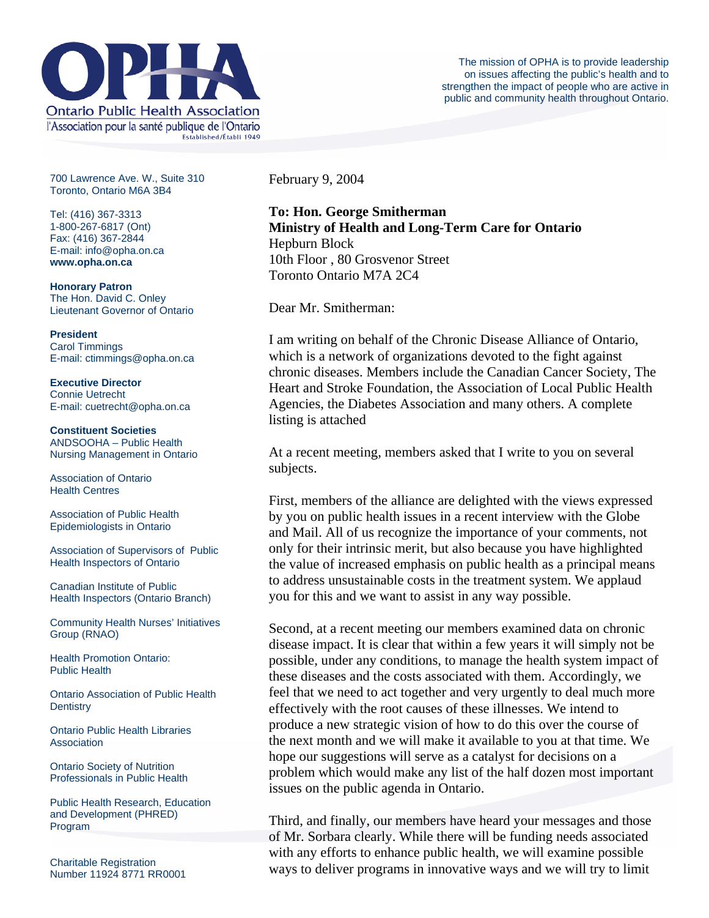# OPHA

Ontario Public Health Association

l'Association pour la santé publique de l'Ontario

Established/Établi 1949

The mission of OPHA is to provide leadership on issues affecting the public's health and to strengthen the impact of people who are active in public and community health throughout Ontario.

700 Lawrence Ave. W., Suite 310
Toronto, Ontario M6A 3B4

Tel: (416) 367-3313
1-800-267-6817 (Ont)
Fax: (416) 367-2844
E-mail: info@opha.on.ca
**www.opha.on.ca**

**Honorary Patron**
The Hon. David C. Onley
Lieutenant Governor of Ontario

**President**
Carol Timmings
E-mail: ctimmings@opha.on.ca

**Executive Director**
Connie Uetrecht
E-mail: cuetrecht@opha.on.ca

**Constituent Societies**

ANDSOOHA – Public Health Nursing Management in Ontario

Association of Ontario Health Centres

Association of Public Health Epidemiologists in Ontario

Association of Supervisors of Public Health Inspectors of Ontario

Canadian Institute of Public Health Inspectors (Ontario Branch)

Community Health Nurses' Initiatives Group (RNAO)

Health Promotion Ontario: Public Health

Ontario Association of Public Health Dentistry

Ontario Public Health Libraries Association

Ontario Society of Nutrition Professionals in Public Health

Public Health Research, Education and Development (PHRED) Program

Charitable Registration Number 11924 8771 RR0001

February 9, 2004

**To: Hon. George Smitherman**
**Ministry of Health and Long-Term Care for Ontario**
Hepburn Block
10th Floor , 80 Grosvenor Street
Toronto Ontario M7A 2C4

Dear Mr. Smitherman:

I am writing on behalf of the Chronic Disease Alliance of Ontario, which is a network of organizations devoted to the fight against chronic diseases. Members include the Canadian Cancer Society, The Heart and Stroke Foundation, the Association of Local Public Health Agencies, the Diabetes Association and many others. A complete listing is attached

At a recent meeting, members asked that I write to you on several subjects.

First, members of the alliance are delighted with the views expressed by you on public health issues in a recent interview with the Globe and Mail. All of us recognize the importance of your comments, not only for their intrinsic merit, but also because you have highlighted the value of increased emphasis on public health as a principal means to address unsustainable costs in the treatment system. We applaud you for this and we want to assist in any way possible.

Second, at a recent meeting our members examined data on chronic disease impact. It is clear that within a few years it will simply not be possible, under any conditions, to manage the health system impact of these diseases and the costs associated with them. Accordingly, we feel that we need to act together and very urgently to deal much more effectively with the root causes of these illnesses. We intend to produce a new strategic vision of how to do this over the course of the next month and we will make it available to you at that time. We hope our suggestions will serve as a catalyst for decisions on a problem which would make any list of the half dozen most important issues on the public agenda in Ontario.

Third, and finally, our members have heard your messages and those of Mr. Sorbara clearly. While there will be funding needs associated with any efforts to enhance public health, we will examine possible ways to deliver programs in innovative ways and we will try to limit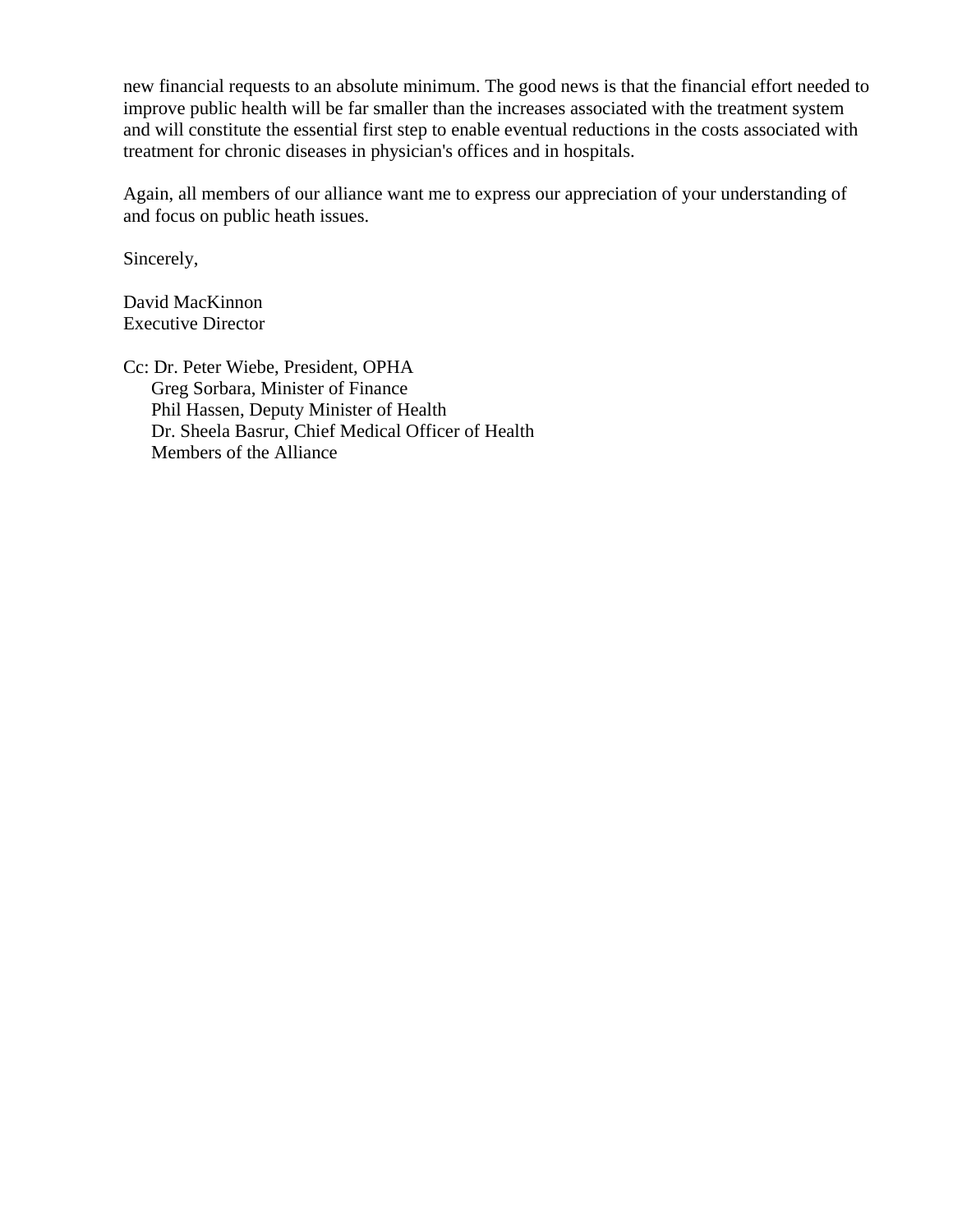new financial requests to an absolute minimum. The good news is that the financial effort needed to improve public health will be far smaller than the increases associated with the treatment system and will constitute the essential first step to enable eventual reductions in the costs associated with treatment for chronic diseases in physician's offices and in hospitals.

Again, all members of our alliance want me to express our appreciation of your understanding of and focus on public heath issues.

Sincerely,

David MacKinnon  
Executive Director

Cc: Dr. Peter Wiebe, President, OPHA  
Greg Sorbara, Minister of Finance  
Phil Hassen, Deputy Minister of Health  
Dr. Sheela Basrur, Chief Medical Officer of Health  
Members of the Alliance